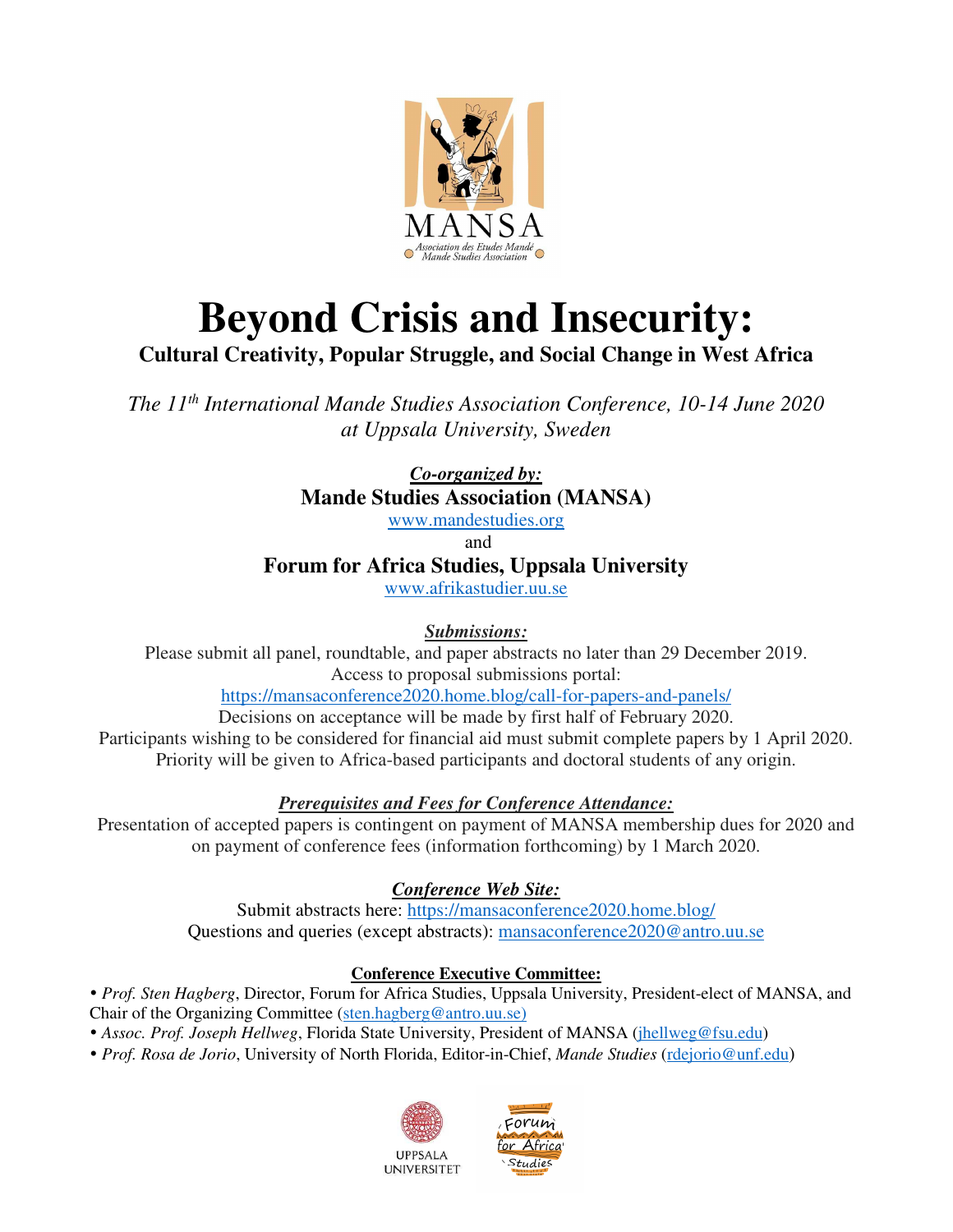MANSA

Association des Etudes Mandé
Mande Studies Association

# Beyond Crisis and Insecurity:

## Cultural Creativity, Popular Struggle, and Social Change in West Africa

*The 11th International Mande Studies Association Conference, 10-14 June 2020 at Uppsala University, Sweden*

***Co-organized by:***

**Mande Studies Association (MANSA)**

www.mandestudies.org

and

**Forum for Africa Studies, Uppsala University**

www.afrikastudier.uu.se

***Submissions:***

Please submit all panel, roundtable, and paper abstracts no later than 29 December 2019.
Access to proposal submissions portal:
https://mansaconference2020.home.blog/call-for-papers-and-panels/
Decisions on acceptance will be made by first half of February 2020.
Participants wishing to be considered for financial aid must submit complete papers by 1 April 2020.
Priority will be given to Africa-based participants and doctoral students of any origin.

***Prerequisites and Fees for Conference Attendance:***

Presentation of accepted papers is contingent on payment of MANSA membership dues for 2020 and on payment of conference fees (information forthcoming) by 1 March 2020.

***Conference Web Site:***

Submit abstracts here: https://mansaconference2020.home.blog/
Questions and queries (except abstracts): mansaconference2020@antro.uu.se

**Conference Executive Committee:**

- *Prof. Sten Hagberg*, Director, Forum for Africa Studies, Uppsala University, President-elect of MANSA, and Chair of the Organizing Committee (sten.hagberg@antro.uu.se)
- *Assoc. Prof. Joseph Hellweg*, Florida State University, President of MANSA (jhellweg@fsu.edu)
- *Prof. Rosa de Jorio*, University of North Florida, Editor-in-Chief, *Mande Studies* (rdejorio@unf.edu)

UPPSALA UNIVERSITET

Forum for Africa Studies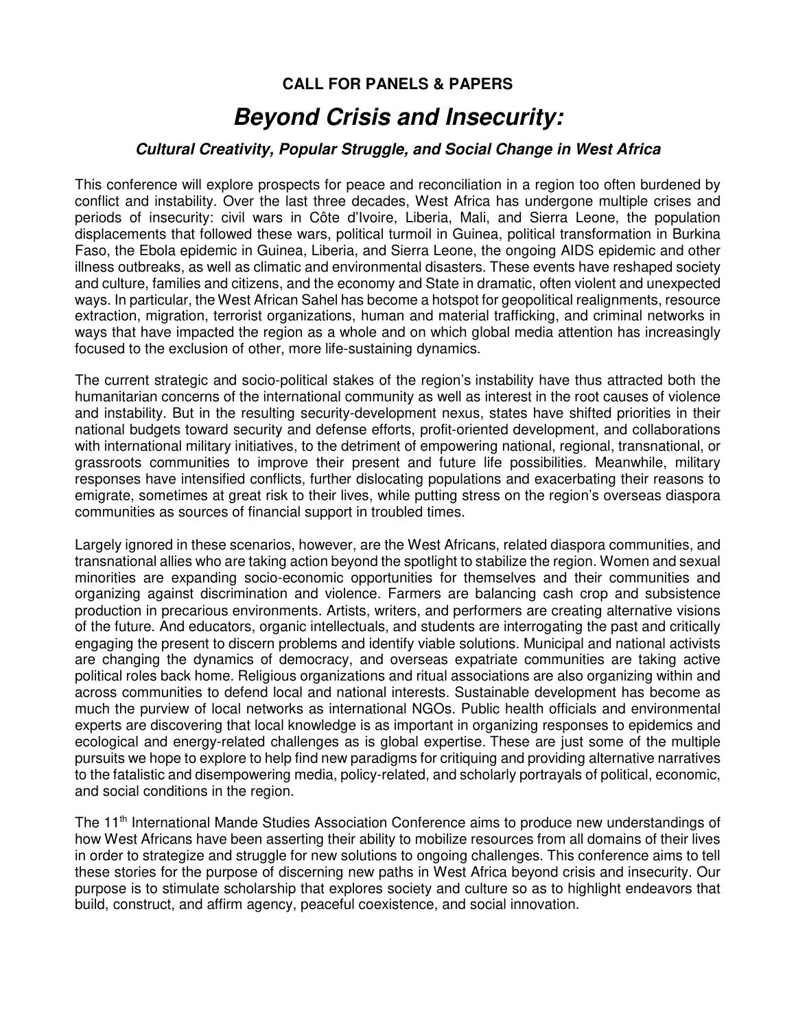**CALL FOR PANELS & PAPERS**

# ***Beyond Crisis and Insecurity:***

### ***Cultural Creativity, Popular Struggle, and Social Change in West Africa***

This conference will explore prospects for peace and reconciliation in a region too often burdened by conflict and instability. Over the last three decades, West Africa has undergone multiple crises and periods of insecurity: civil wars in Côte d'Ivoire, Liberia, Mali, and Sierra Leone, the population displacements that followed these wars, political turmoil in Guinea, political transformation in Burkina Faso, the Ebola epidemic in Guinea, Liberia, and Sierra Leone, the ongoing AIDS epidemic and other illness outbreaks, as well as climatic and environmental disasters. These events have reshaped society and culture, families and citizens, and the economy and State in dramatic, often violent and unexpected ways. In particular, the West African Sahel has become a hotspot for geopolitical realignments, resource extraction, migration, terrorist organizations, human and material trafficking, and criminal networks in ways that have impacted the region as a whole and on which global media attention has increasingly focused to the exclusion of other, more life-sustaining dynamics.

The current strategic and socio-political stakes of the region's instability have thus attracted both the humanitarian concerns of the international community as well as interest in the root causes of violence and instability. But in the resulting security-development nexus, states have shifted priorities in their national budgets toward security and defense efforts, profit-oriented development, and collaborations with international military initiatives, to the detriment of empowering national, regional, transnational, or grassroots communities to improve their present and future life possibilities. Meanwhile, military responses have intensified conflicts, further dislocating populations and exacerbating their reasons to emigrate, sometimes at great risk to their lives, while putting stress on the region's overseas diaspora communities as sources of financial support in troubled times.

Largely ignored in these scenarios, however, are the West Africans, related diaspora communities, and transnational allies who are taking action beyond the spotlight to stabilize the region. Women and sexual minorities are expanding socio-economic opportunities for themselves and their communities and organizing against discrimination and violence. Farmers are balancing cash crop and subsistence production in precarious environments. Artists, writers, and performers are creating alternative visions of the future. And educators, organic intellectuals, and students are interrogating the past and critically engaging the present to discern problems and identify viable solutions. Municipal and national activists are changing the dynamics of democracy, and overseas expatriate communities are taking active political roles back home. Religious organizations and ritual associations are also organizing within and across communities to defend local and national interests. Sustainable development has become as much the purview of local networks as international NGOs. Public health officials and environmental experts are discovering that local knowledge is as important in organizing responses to epidemics and ecological and energy-related challenges as is global expertise. These are just some of the multiple pursuits we hope to explore to help find new paradigms for critiquing and providing alternative narratives to the fatalistic and disempowering media, policy-related, and scholarly portrayals of political, economic, and social conditions in the region.

The 11th International Mande Studies Association Conference aims to produce new understandings of how West Africans have been asserting their ability to mobilize resources from all domains of their lives in order to strategize and struggle for new solutions to ongoing challenges. This conference aims to tell these stories for the purpose of discerning new paths in West Africa beyond crisis and insecurity. Our purpose is to stimulate scholarship that explores society and culture so as to highlight endeavors that build, construct, and affirm agency, peaceful coexistence, and social innovation.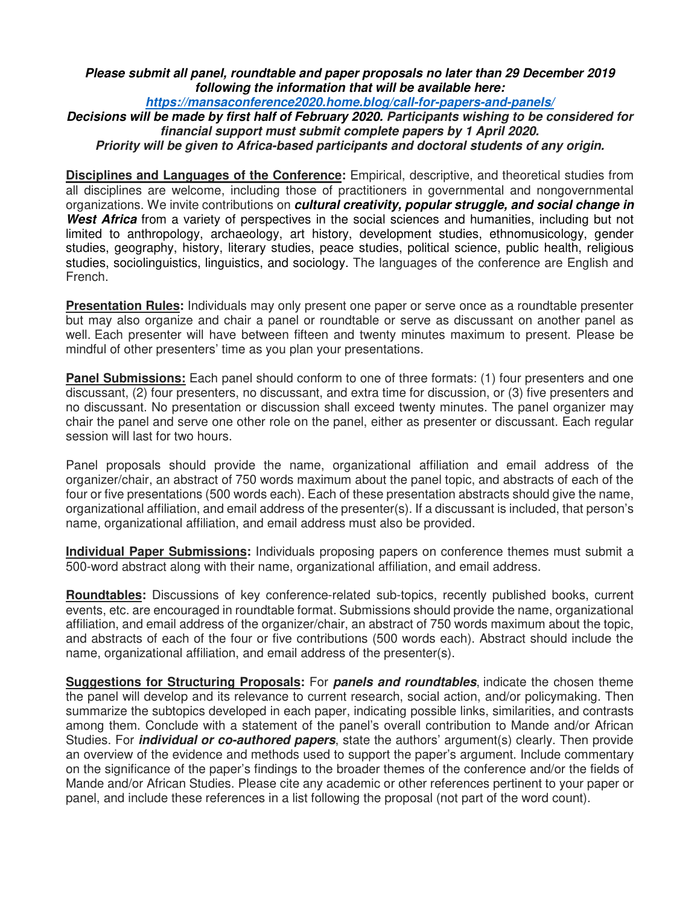***Please submit all panel, roundtable and paper proposals no later than 29 December 2019 following the information that will be available here:***
***https://mansaconference2020.home.blog/call-for-papers-and-panels/***
***Decisions will be made by first half of February 2020. Participants wishing to be considered for financial support must submit complete papers by 1 April 2020.***
***Priority will be given to Africa-based participants and doctoral students of any origin.***

**Disciplines and Languages of the Conference:** Empirical, descriptive, and theoretical studies from all disciplines are welcome, including those of practitioners in governmental and nongovernmental organizations. We invite contributions on ***cultural creativity, popular struggle, and social change in West Africa*** from a variety of perspectives in the social sciences and humanities, including but not limited to anthropology, archaeology, art history, development studies, ethnomusicology, gender studies, geography, history, literary studies, peace studies, political science, public health, religious studies, sociolinguistics, linguistics, and sociology. The languages of the conference are English and French.

**Presentation Rules:** Individuals may only present one paper or serve once as a roundtable presenter but may also organize and chair a panel or roundtable or serve as discussant on another panel as well. Each presenter will have between fifteen and twenty minutes maximum to present. Please be mindful of other presenters' time as you plan your presentations.

**Panel Submissions:** Each panel should conform to one of three formats: (1) four presenters and one discussant, (2) four presenters, no discussant, and extra time for discussion, or (3) five presenters and no discussant. No presentation or discussion shall exceed twenty minutes. The panel organizer may chair the panel and serve one other role on the panel, either as presenter or discussant. Each regular session will last for two hours.

Panel proposals should provide the name, organizational affiliation and email address of the organizer/chair, an abstract of 750 words maximum about the panel topic, and abstracts of each of the four or five presentations (500 words each). Each of these presentation abstracts should give the name, organizational affiliation, and email address of the presenter(s). If a discussant is included, that person's name, organizational affiliation, and email address must also be provided.

**Individual Paper Submissions:** Individuals proposing papers on conference themes must submit a 500-word abstract along with their name, organizational affiliation, and email address.

**Roundtables:** Discussions of key conference-related sub-topics, recently published books, current events, etc. are encouraged in roundtable format. Submissions should provide the name, organizational affiliation, and email address of the organizer/chair, an abstract of 750 words maximum about the topic, and abstracts of each of the four or five contributions (500 words each). Abstract should include the name, organizational affiliation, and email address of the presenter(s).

**Suggestions for Structuring Proposals:** For ***panels and roundtables***, indicate the chosen theme the panel will develop and its relevance to current research, social action, and/or policymaking. Then summarize the subtopics developed in each paper, indicating possible links, similarities, and contrasts among them. Conclude with a statement of the panel's overall contribution to Mande and/or African Studies. For ***individual or co-authored papers***, state the authors' argument(s) clearly. Then provide an overview of the evidence and methods used to support the paper's argument. Include commentary on the significance of the paper's findings to the broader themes of the conference and/or the fields of Mande and/or African Studies. Please cite any academic or other references pertinent to your paper or panel, and include these references in a list following the proposal (not part of the word count).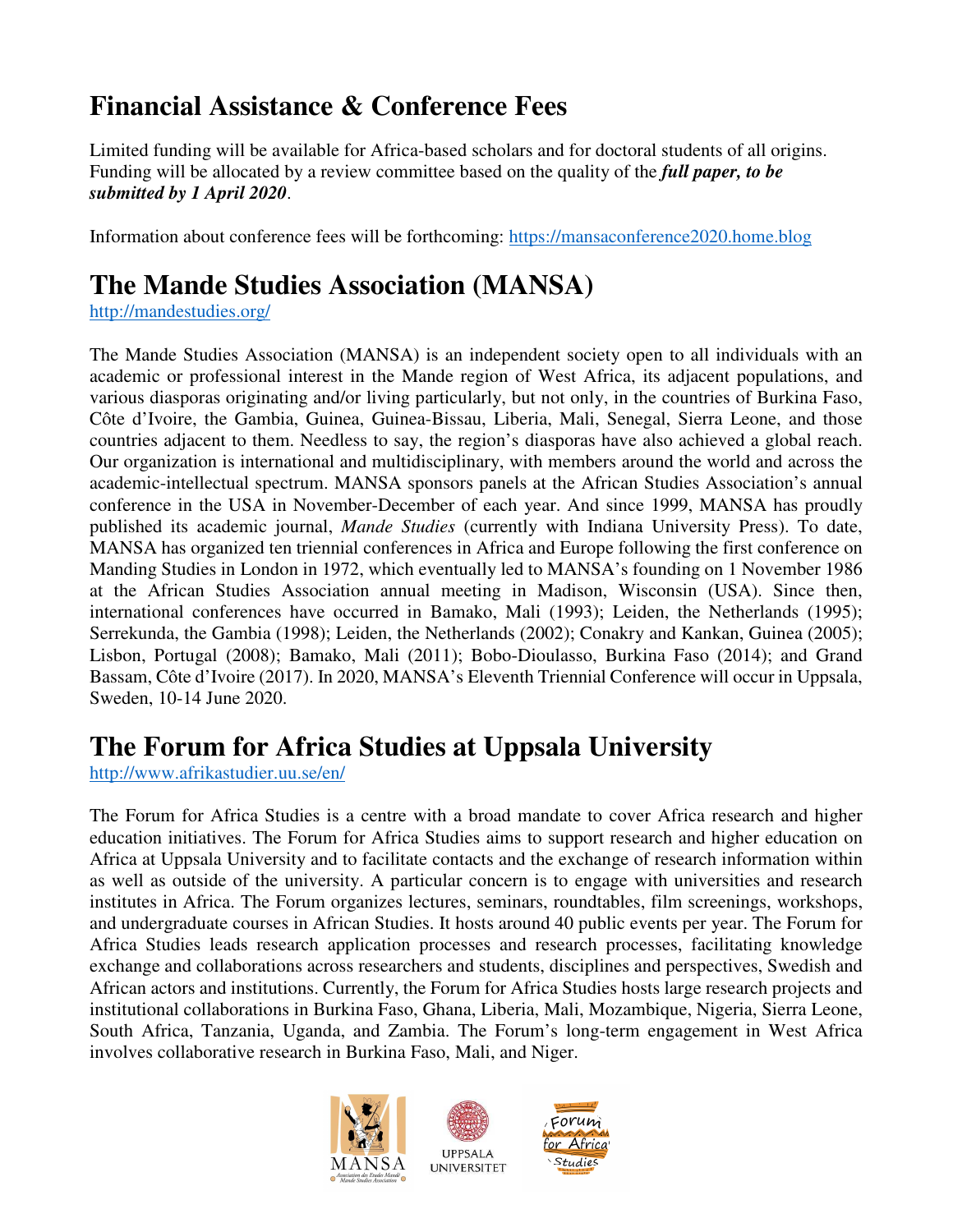# Financial Assistance & Conference Fees

Limited funding will be available for Africa-based scholars and for doctoral students of all origins. Funding will be allocated by a review committee based on the quality of the ***full paper, to be submitted by 1 April 2020***.

Information about conference fees will be forthcoming: https://mansaconference2020.home.blog

# The Mande Studies Association (MANSA)

http://mandestudies.org/

The Mande Studies Association (MANSA) is an independent society open to all individuals with an academic or professional interest in the Mande region of West Africa, its adjacent populations, and various diasporas originating and/or living particularly, but not only, in the countries of Burkina Faso, Côte d'Ivoire, the Gambia, Guinea, Guinea-Bissau, Liberia, Mali, Senegal, Sierra Leone, and those countries adjacent to them. Needless to say, the region's diasporas have also achieved a global reach. Our organization is international and multidisciplinary, with members around the world and across the academic-intellectual spectrum. MANSA sponsors panels at the African Studies Association's annual conference in the USA in November-December of each year. And since 1999, MANSA has proudly published its academic journal, *Mande Studies* (currently with Indiana University Press). To date, MANSA has organized ten triennial conferences in Africa and Europe following the first conference on Manding Studies in London in 1972, which eventually led to MANSA's founding on 1 November 1986 at the African Studies Association annual meeting in Madison, Wisconsin (USA). Since then, international conferences have occurred in Bamako, Mali (1993); Leiden, the Netherlands (1995); Serrekunda, the Gambia (1998); Leiden, the Netherlands (2002); Conakry and Kankan, Guinea (2005); Lisbon, Portugal (2008); Bamako, Mali (2011); Bobo-Dioulasso, Burkina Faso (2014); and Grand Bassam, Côte d'Ivoire (2017). In 2020, MANSA's Eleventh Triennial Conference will occur in Uppsala, Sweden, 10-14 June 2020.

# The Forum for Africa Studies at Uppsala University

http://www.afrikastudier.uu.se/en/

The Forum for Africa Studies is a centre with a broad mandate to cover Africa research and higher education initiatives. The Forum for Africa Studies aims to support research and higher education on Africa at Uppsala University and to facilitate contacts and the exchange of research information within as well as outside of the university. A particular concern is to engage with universities and research institutes in Africa. The Forum organizes lectures, seminars, roundtables, film screenings, workshops, and undergraduate courses in African Studies. It hosts around 40 public events per year. The Forum for Africa Studies leads research application processes and research processes, facilitating knowledge exchange and collaborations across researchers and students, disciplines and perspectives, Swedish and African actors and institutions. Currently, the Forum for Africa Studies hosts large research projects and institutional collaborations in Burkina Faso, Ghana, Liberia, Mali, Mozambique, Nigeria, Sierra Leone, South Africa, Tanzania, Uganda, and Zambia. The Forum's long-term engagement in West Africa involves collaborative research in Burkina Faso, Mali, and Niger.

MANSA — Association des Études Mandé / Mande Studies Association

UPPSALA UNIVERSITET

Forum for Africa Studies